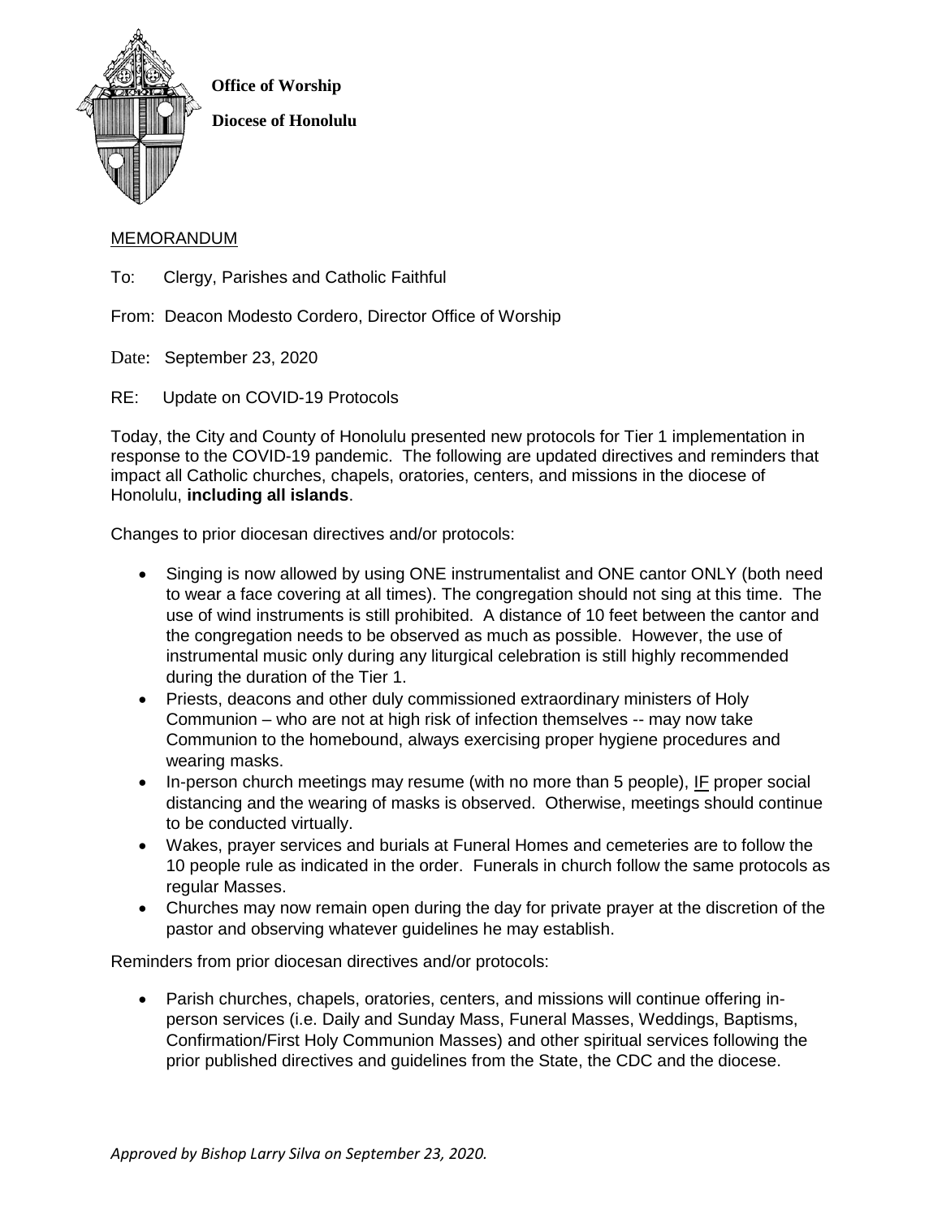**Office of Worship**

**Diocese of Honolulu**

MEMORANDUM

To: Clergy, Parishes and Catholic Faithful

From: Deacon Modesto Cordero, Director Office of Worship

Date: September 23, 2020

RE: Update on COVID-19 Protocols

Today, the City and County of Honolulu presented new protocols for Tier 1 implementation in response to the COVID-19 pandemic. The following are updated directives and reminders that impact all Catholic churches, chapels, oratories, centers, and missions in the diocese of Honolulu, **including all islands**.

Changes to prior diocesan directives and/or protocols:

- Singing is now allowed by using ONE instrumentalist and ONE cantor ONLY (both need to wear a face covering at all times). The congregation should not sing at this time. The use of wind instruments is still prohibited. A distance of 10 feet between the cantor and the congregation needs to be observed as much as possible. However, the use of instrumental music only during any liturgical celebration is still highly recommended during the duration of the Tier 1.
- Priests, deacons and other duly commissioned extraordinary ministers of Holy Communion – who are not at high risk of infection themselves -- may now take Communion to the homebound, always exercising proper hygiene procedures and wearing masks.
- In-person church meetings may resume (with no more than 5 people), IF proper social distancing and the wearing of masks is observed. Otherwise, meetings should continue to be conducted virtually.
- Wakes, prayer services and burials at Funeral Homes and cemeteries are to follow the 10 people rule as indicated in the order. Funerals in church follow the same protocols as regular Masses.
- Churches may now remain open during the day for private prayer at the discretion of the pastor and observing whatever guidelines he may establish.

Reminders from prior diocesan directives and/or protocols:

- Parish churches, chapels, oratories, centers, and missions will continue offering in-person services (i.e. Daily and Sunday Mass, Funeral Masses, Weddings, Baptisms, Confirmation/First Holy Communion Masses) and other spiritual services following the prior published directives and guidelines from the State, the CDC and the diocese.

*Approved by Bishop Larry Silva on September 23, 2020.*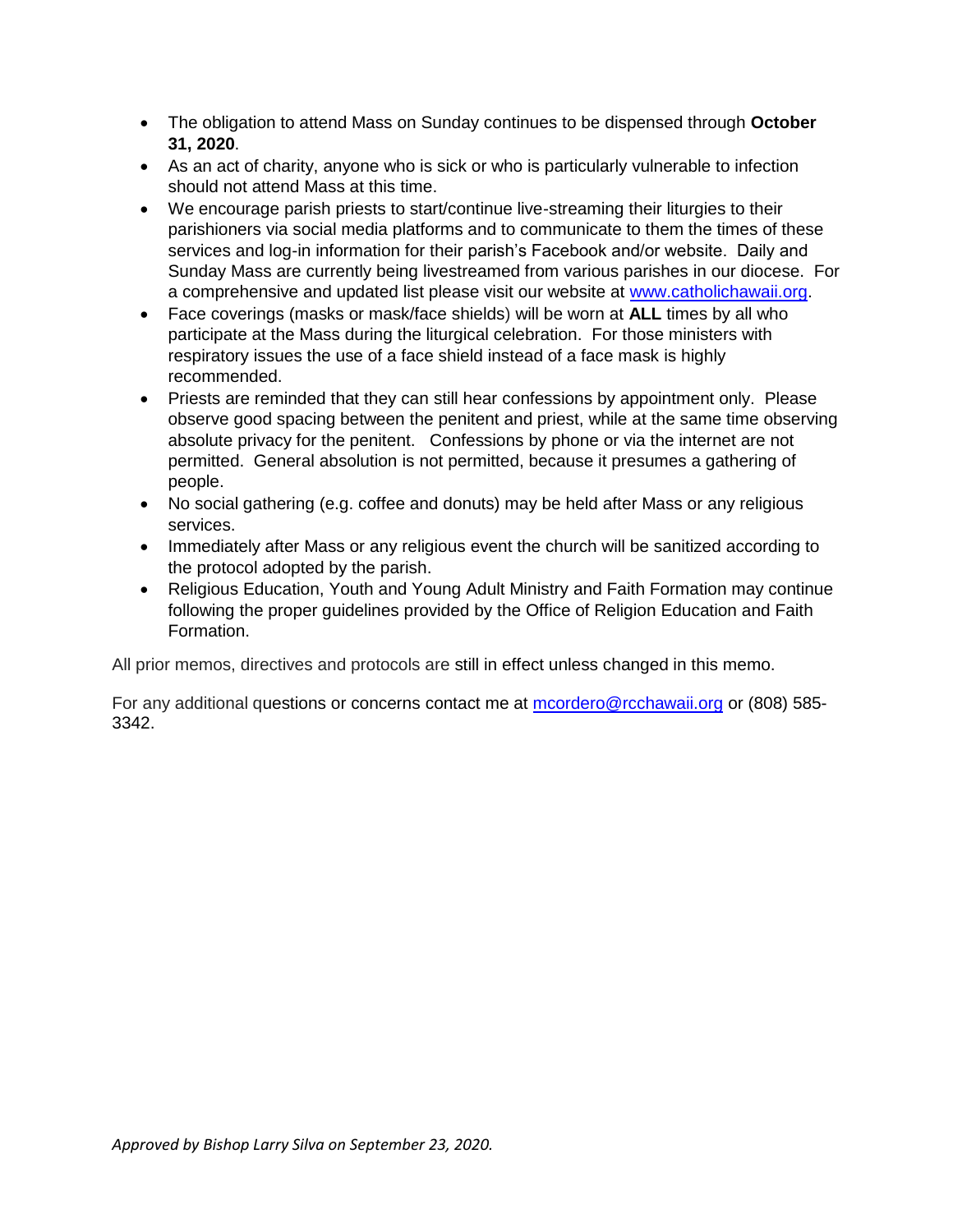- The obligation to attend Mass on Sunday continues to be dispensed through **October 31, 2020**.
- As an act of charity, anyone who is sick or who is particularly vulnerable to infection should not attend Mass at this time.
- We encourage parish priests to start/continue live-streaming their liturgies to their parishioners via social media platforms and to communicate to them the times of these services and log-in information for their parish's Facebook and/or website. Daily and Sunday Mass are currently being livestreamed from various parishes in our diocese. For a comprehensive and updated list please visit our website at [www.catholichawaii.org](http://www.catholichawaii.org).
- Face coverings (masks or mask/face shields) will be worn at **ALL** times by all who participate at the Mass during the liturgical celebration. For those ministers with respiratory issues the use of a face shield instead of a face mask is highly recommended.
- Priests are reminded that they can still hear confessions by appointment only. Please observe good spacing between the penitent and priest, while at the same time observing absolute privacy for the penitent. Confessions by phone or via the internet are not permitted. General absolution is not permitted, because it presumes a gathering of people.
- No social gathering (e.g. coffee and donuts) may be held after Mass or any religious services.
- Immediately after Mass or any religious event the church will be sanitized according to the protocol adopted by the parish.
- Religious Education, Youth and Young Adult Ministry and Faith Formation may continue following the proper guidelines provided by the Office of Religion Education and Faith Formation.

All prior memos, directives and protocols are still in effect unless changed in this memo.

For any additional questions or concerns contact me at [mcordero@rcchawaii.org](mailto:mcordero@rcchawaii.org) or (808) 585-3342.

*Approved by Bishop Larry Silva on September 23, 2020.*